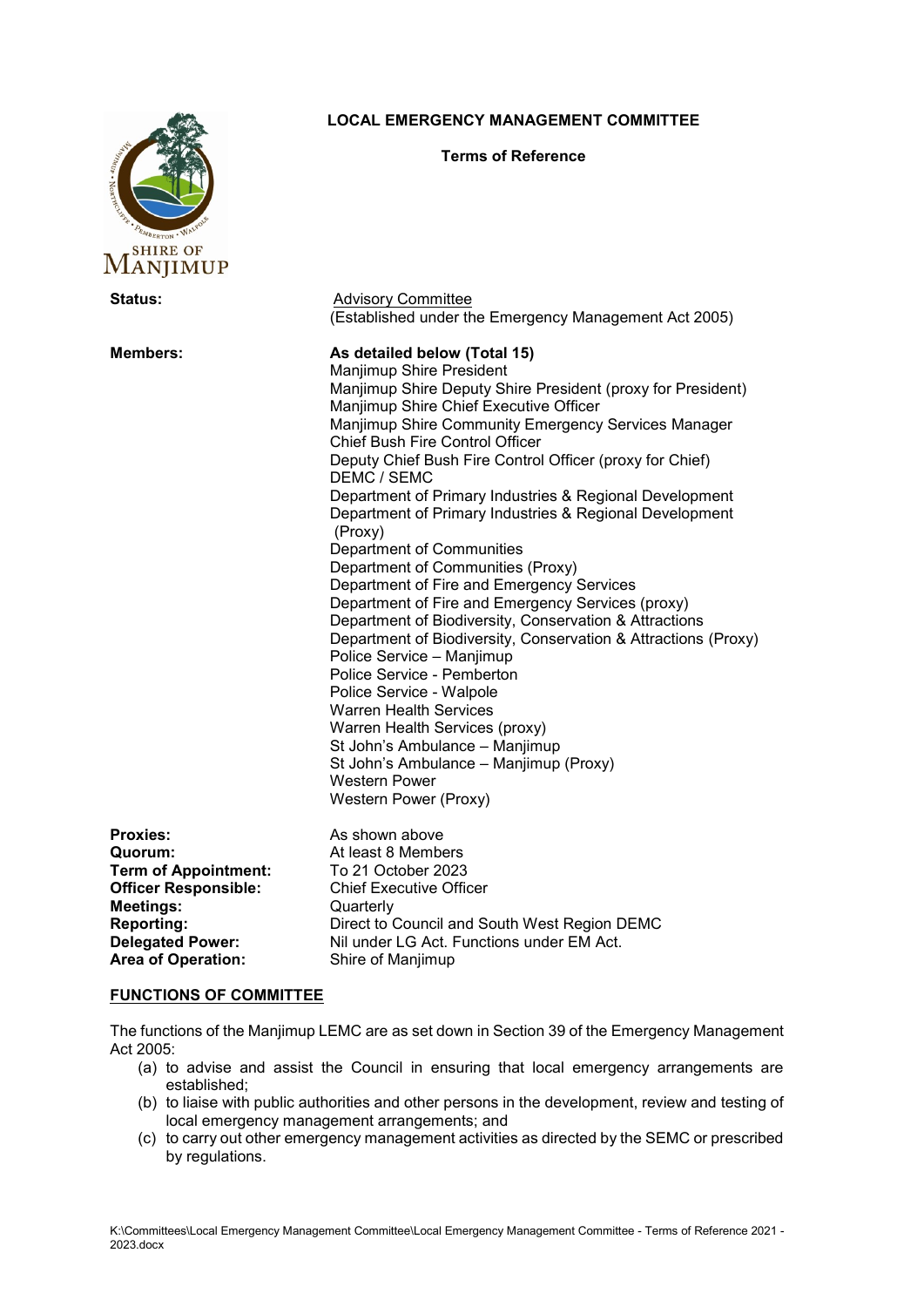SHIRE OF MANJIMUP

**LOCAL EMERGENCY MANAGEMENT COMMITTEE**

**Terms of Reference**

**Status:** Advisory Committee
(Established under the Emergency Management Act 2005)

**Members:** **As detailed below (Total 15)**

- Manjimup Shire President
- Manjimup Shire Deputy Shire President (proxy for President)
- Manjimup Shire Chief Executive Officer
- Manjimup Shire Community Emergency Services Manager
- Chief Bush Fire Control Officer
- Deputy Chief Bush Fire Control Officer (proxy for Chief)
- DEMC / SEMC
- Department of Primary Industries & Regional Development
- Department of Primary Industries & Regional Development (Proxy)
- Department of Communities
- Department of Communities (Proxy)
- Department of Fire and Emergency Services
- Department of Fire and Emergency Services (proxy)
- Department of Biodiversity, Conservation & Attractions
- Department of Biodiversity, Conservation & Attractions (Proxy)
- Police Service – Manjimup
- Police Service - Pemberton
- Police Service - Walpole
- Warren Health Services
- Warren Health Services (proxy)
- St John's Ambulance – Manjimup
- St John's Ambulance – Manjimup (Proxy)
- Western Power
- Western Power (Proxy)

**Proxies:** As shown above
**Quorum:** At least 8 Members
**Term of Appointment:** To 21 October 2023
**Officer Responsible:** Chief Executive Officer
**Meetings:** Quarterly
**Reporting:** Direct to Council and South West Region DEMC
**Delegated Power:** Nil under LG Act. Functions under EM Act.
**Area of Operation:** Shire of Manjimup

## FUNCTIONS OF COMMITTEE

The functions of the Manjimup LEMC are as set down in Section 39 of the Emergency Management Act 2005:

(a) to advise and assist the Council in ensuring that local emergency arrangements are established;
(b) to liaise with public authorities and other persons in the development, review and testing of local emergency management arrangements; and
(c) to carry out other emergency management activities as directed by the SEMC or prescribed by regulations.

K:\Committees\Local Emergency Management Committee\Local Emergency Management Committee - Terms of Reference 2021 - 2023.docx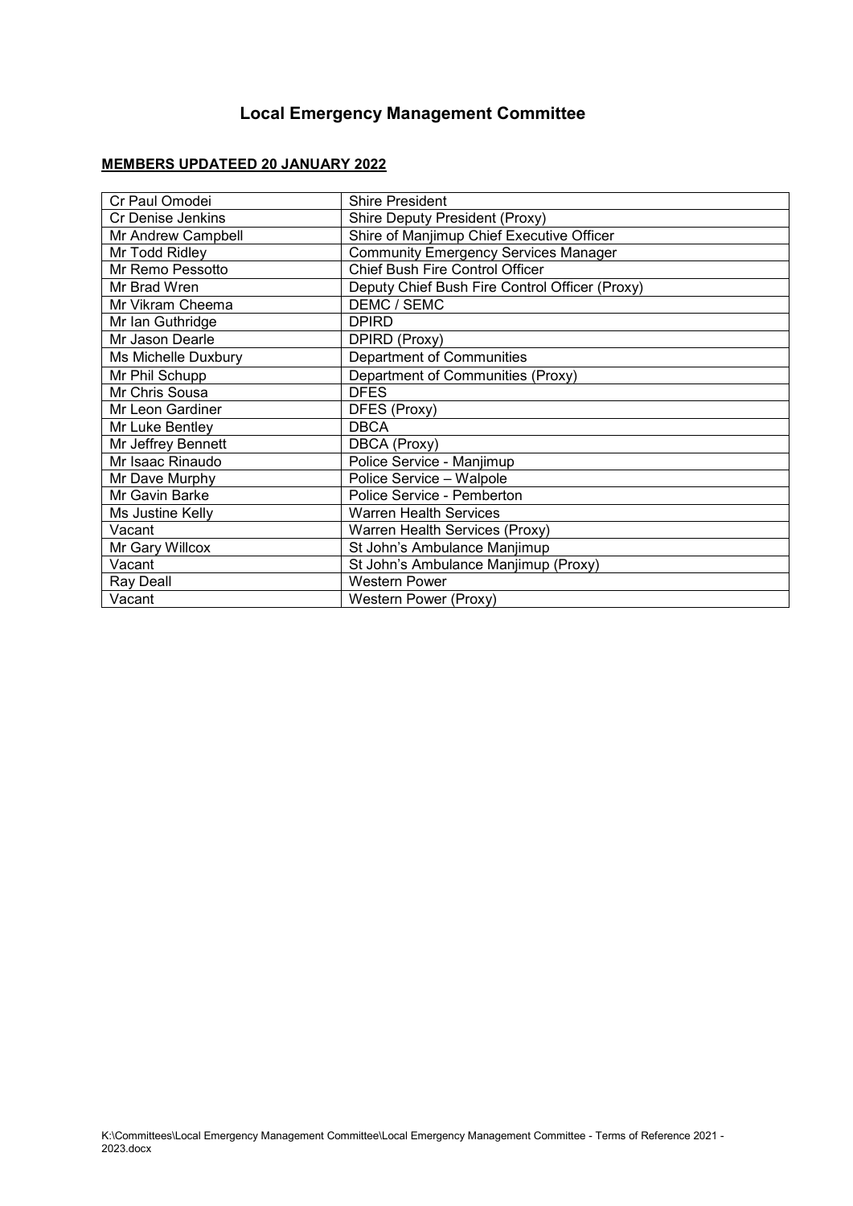# Local Emergency Management Committee

**MEMBERS UPDATEED 20 JANUARY 2022**

| | |
|---|---|
| Cr Paul Omodei | Shire President |
| Cr Denise Jenkins | Shire Deputy President (Proxy) |
| Mr Andrew Campbell | Shire of Manjimup Chief Executive Officer |
| Mr Todd Ridley | Community Emergency Services Manager |
| Mr Remo Pessotto | Chief Bush Fire Control Officer |
| Mr Brad Wren | Deputy Chief Bush Fire Control Officer (Proxy) |
| Mr Vikram Cheema | DEMC / SEMC |
| Mr Ian Guthridge | DPIRD |
| Mr Jason Dearle | DPIRD (Proxy) |
| Ms Michelle Duxbury | Department of Communities |
| Mr Phil Schupp | Department of Communities (Proxy) |
| Mr Chris Sousa | DFES |
| Mr Leon Gardiner | DFES (Proxy) |
| Mr Luke Bentley | DBCA |
| Mr Jeffrey Bennett | DBCA (Proxy) |
| Mr Isaac Rinaudo | Police Service - Manjimup |
| Mr Dave Murphy | Police Service – Walpole |
| Mr Gavin Barke | Police Service - Pemberton |
| Ms Justine Kelly | Warren Health Services |
| Vacant | Warren Health Services (Proxy) |
| Mr Gary Willcox | St John's Ambulance Manjimup |
| Vacant | St John's Ambulance Manjimup (Proxy) |
| Ray Deall | Western Power |
| Vacant | Western Power (Proxy) |

K:\Committees\Local Emergency Management Committee\Local Emergency Management Committee - Terms of Reference 2021 - 2023.docx